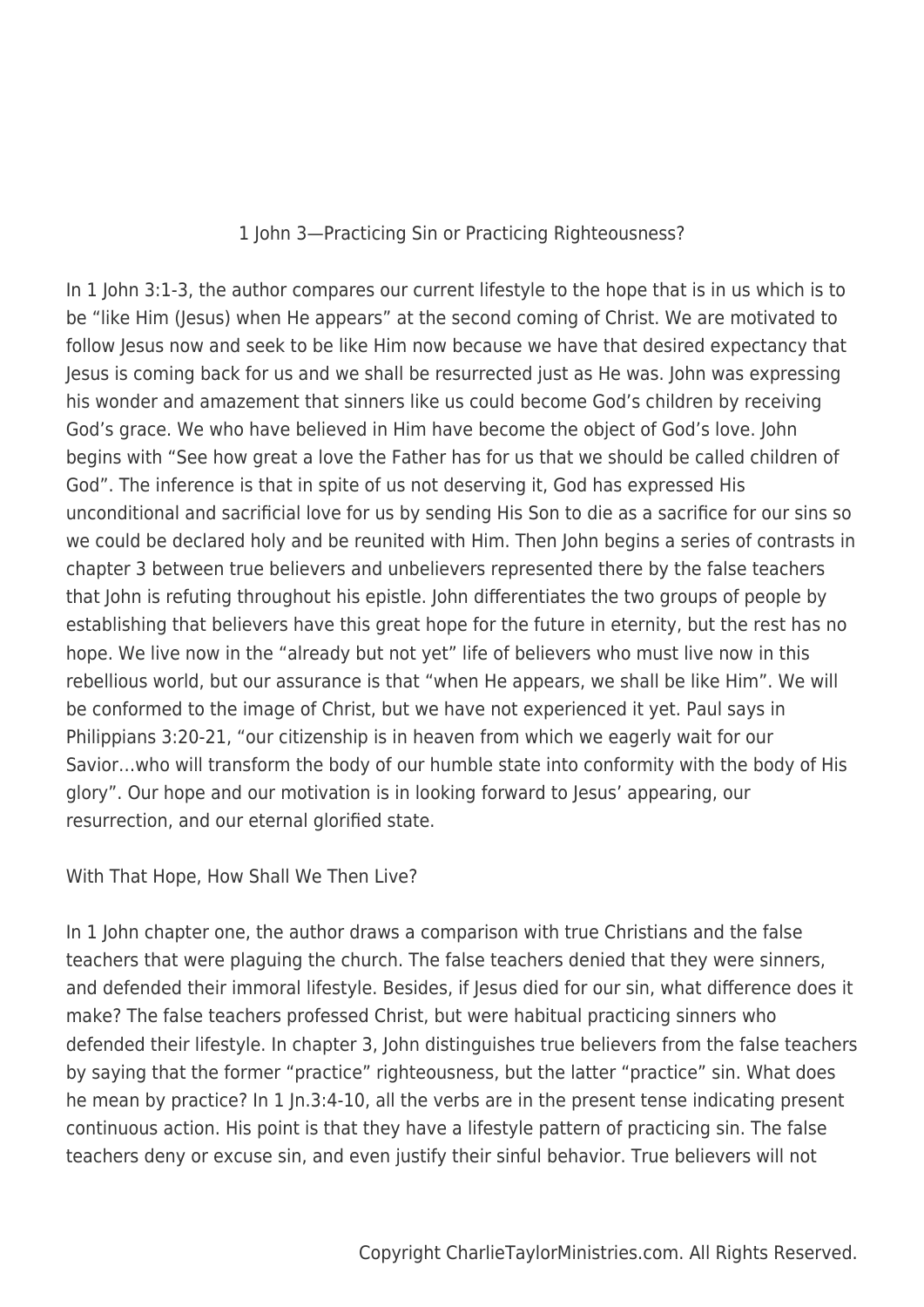# 1 John 3—Practicing Sin or Practicing Righteousness?

In 1 John 3:1-3, the author compares our current lifestyle to the hope that is in us which is to be "like Him (Jesus) when He appears" at the second coming of Christ. We are motivated to follow Jesus now and seek to be like Him now because we have that desired expectancy that Jesus is coming back for us and we shall be resurrected just as He was. John was expressing his wonder and amazement that sinners like us could become God's children by receiving God's grace. We who have believed in Him have become the object of God's love. John begins with "See how great a love the Father has for us that we should be called children of God". The inference is that in spite of us not deserving it, God has expressed His unconditional and sacrificial love for us by sending His Son to die as a sacrifice for our sins so we could be declared holy and be reunited with Him. Then John begins a series of contrasts in chapter 3 between true believers and unbelievers represented there by the false teachers that John is refuting throughout his epistle. John differentiates the two groups of people by establishing that believers have this great hope for the future in eternity, but the rest has no hope. We live now in the "already but not yet" life of believers who must live now in this rebellious world, but our assurance is that "when He appears, we shall be like Him". We will be conformed to the image of Christ, but we have not experienced it yet. Paul says in Philippians 3:20-21, "our citizenship is in heaven from which we eagerly wait for our Savior…who will transform the body of our humble state into conformity with the body of His glory". Our hope and our motivation is in looking forward to Jesus' appearing, our resurrection, and our eternal glorified state.

## With That Hope, How Shall We Then Live?

In 1 John chapter one, the author draws a comparison with true Christians and the false teachers that were plaguing the church. The false teachers denied that they were sinners, and defended their immoral lifestyle. Besides, if Jesus died for our sin, what difference does it make? The false teachers professed Christ, but were habitual practicing sinners who defended their lifestyle. In chapter 3, John distinguishes true believers from the false teachers by saying that the former "practice" righteousness, but the latter "practice" sin. What does he mean by practice? In 1 Jn.3:4-10, all the verbs are in the present tense indicating present continuous action. His point is that they have a lifestyle pattern of practicing sin. The false teachers deny or excuse sin, and even justify their sinful behavior. True believers will not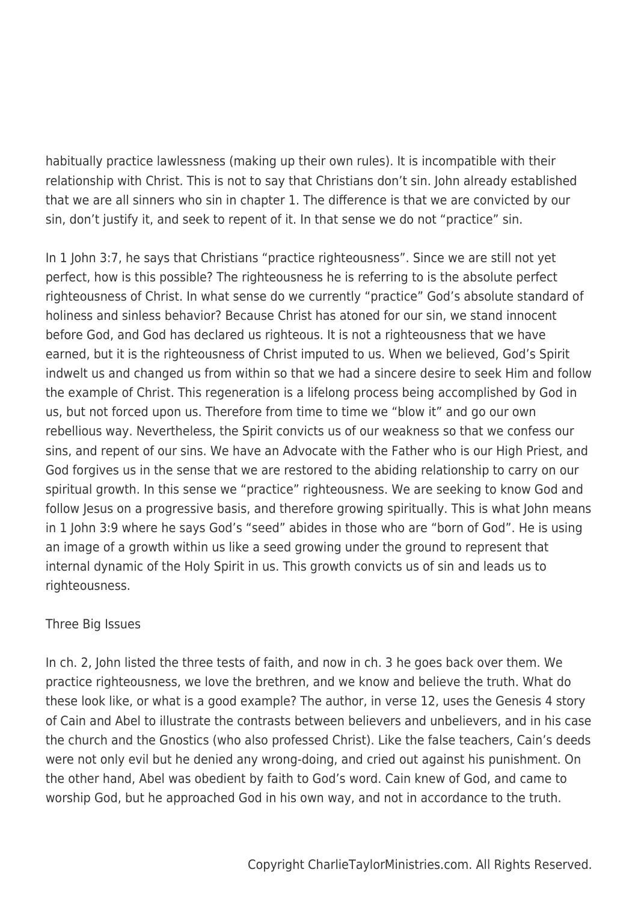habitually practice lawlessness (making up their own rules). It is incompatible with their relationship with Christ. This is not to say that Christians don't sin. John already established that we are all sinners who sin in chapter 1. The difference is that we are convicted by our sin, don't justify it, and seek to repent of it. In that sense we do not "practice" sin.

In 1 John 3:7, he says that Christians "practice righteousness". Since we are still not yet perfect, how is this possible? The righteousness he is referring to is the absolute perfect righteousness of Christ. In what sense do we currently "practice" God's absolute standard of holiness and sinless behavior? Because Christ has atoned for our sin, we stand innocent before God, and God has declared us righteous. It is not a righteousness that we have earned, but it is the righteousness of Christ imputed to us. When we believed, God's Spirit indwelt us and changed us from within so that we had a sincere desire to seek Him and follow the example of Christ. This regeneration is a lifelong process being accomplished by God in us, but not forced upon us. Therefore from time to time we "blow it" and go our own rebellious way. Nevertheless, the Spirit convicts us of our weakness so that we confess our sins, and repent of our sins. We have an Advocate with the Father who is our High Priest, and God forgives us in the sense that we are restored to the abiding relationship to carry on our spiritual growth. In this sense we "practice" righteousness. We are seeking to know God and follow Jesus on a progressive basis, and therefore growing spiritually. This is what John means in 1 John 3:9 where he says God's "seed" abides in those who are "born of God". He is using an image of a growth within us like a seed growing under the ground to represent that internal dynamic of the Holy Spirit in us. This growth convicts us of sin and leads us to righteousness.

## Three Big Issues

In ch. 2, John listed the three tests of faith, and now in ch. 3 he goes back over them. We practice righteousness, we love the brethren, and we know and believe the truth. What do these look like, or what is a good example? The author, in verse 12, uses the Genesis 4 story of Cain and Abel to illustrate the contrasts between believers and unbelievers, and in his case the church and the Gnostics (who also professed Christ). Like the false teachers, Cain's deeds were not only evil but he denied any wrong-doing, and cried out against his punishment. On the other hand, Abel was obedient by faith to God's word. Cain knew of God, and came to worship God, but he approached God in his own way, and not in accordance to the truth.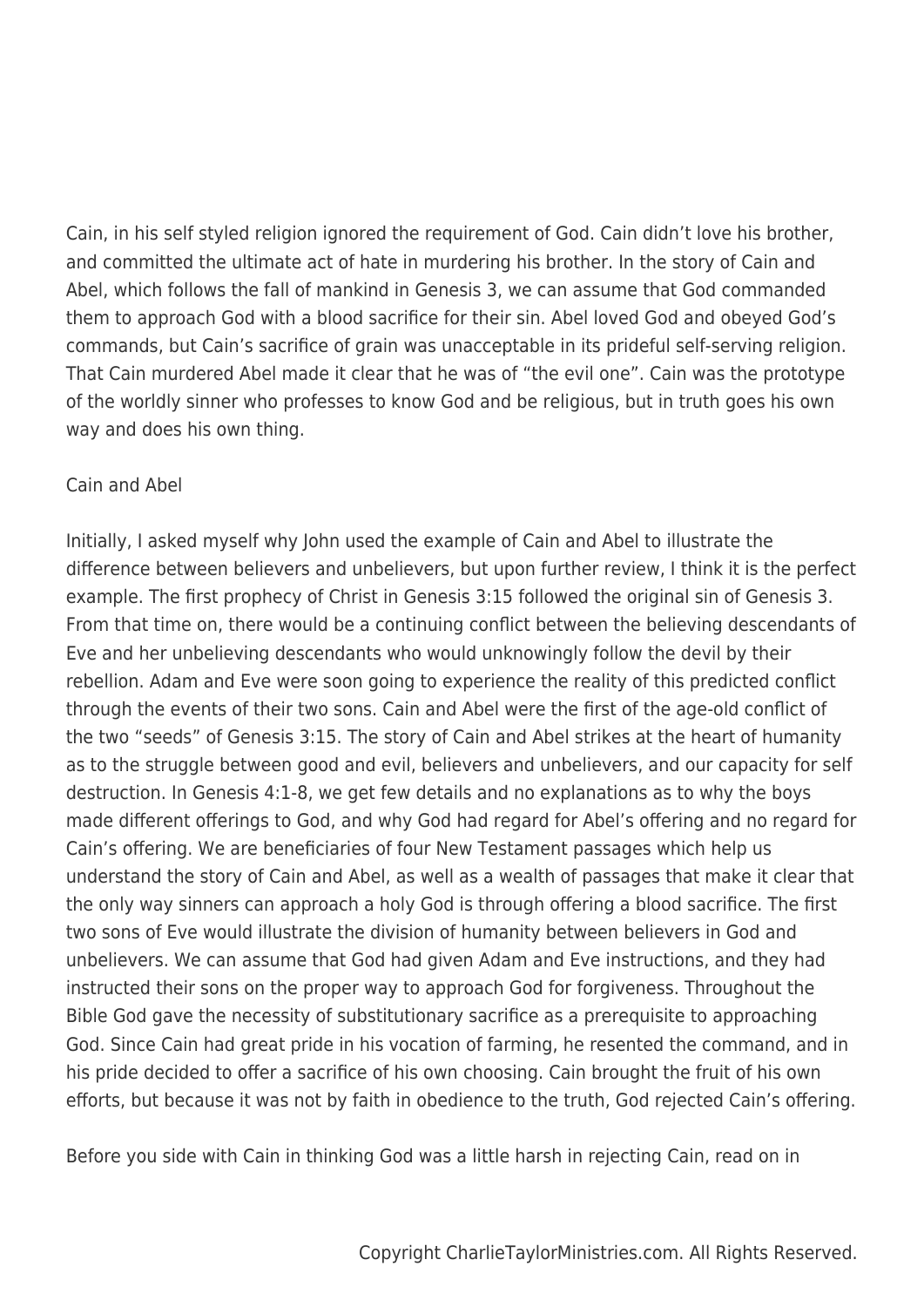Cain, in his self styled religion ignored the requirement of God. Cain didn't love his brother, and committed the ultimate act of hate in murdering his brother. In the story of Cain and Abel, which follows the fall of mankind in Genesis 3, we can assume that God commanded them to approach God with a blood sacrifice for their sin. Abel loved God and obeyed God's commands, but Cain's sacrifice of grain was unacceptable in its prideful self-serving religion. That Cain murdered Abel made it clear that he was of "the evil one". Cain was the prototype of the worldly sinner who professes to know God and be religious, but in truth goes his own way and does his own thing.

Cain and Abel

Initially, I asked myself why John used the example of Cain and Abel to illustrate the difference between believers and unbelievers, but upon further review, I think it is the perfect example. The first prophecy of Christ in Genesis 3:15 followed the original sin of Genesis 3. From that time on, there would be a continuing conflict between the believing descendants of Eve and her unbelieving descendants who would unknowingly follow the devil by their rebellion. Adam and Eve were soon going to experience the reality of this predicted conflict through the events of their two sons. Cain and Abel were the first of the age-old conflict of the two "seeds" of Genesis 3:15. The story of Cain and Abel strikes at the heart of humanity as to the struggle between good and evil, believers and unbelievers, and our capacity for self destruction. In Genesis 4:1-8, we get few details and no explanations as to why the boys made different offerings to God, and why God had regard for Abel's offering and no regard for Cain's offering. We are beneficiaries of four New Testament passages which help us understand the story of Cain and Abel, as well as a wealth of passages that make it clear that the only way sinners can approach a holy God is through offering a blood sacrifice. The first two sons of Eve would illustrate the division of humanity between believers in God and unbelievers. We can assume that God had given Adam and Eve instructions, and they had instructed their sons on the proper way to approach God for forgiveness. Throughout the Bible God gave the necessity of substitutionary sacrifice as a prerequisite to approaching God. Since Cain had great pride in his vocation of farming, he resented the command, and in his pride decided to offer a sacrifice of his own choosing. Cain brought the fruit of his own efforts, but because it was not by faith in obedience to the truth, God rejected Cain's offering.

Before you side with Cain in thinking God was a little harsh in rejecting Cain, read on in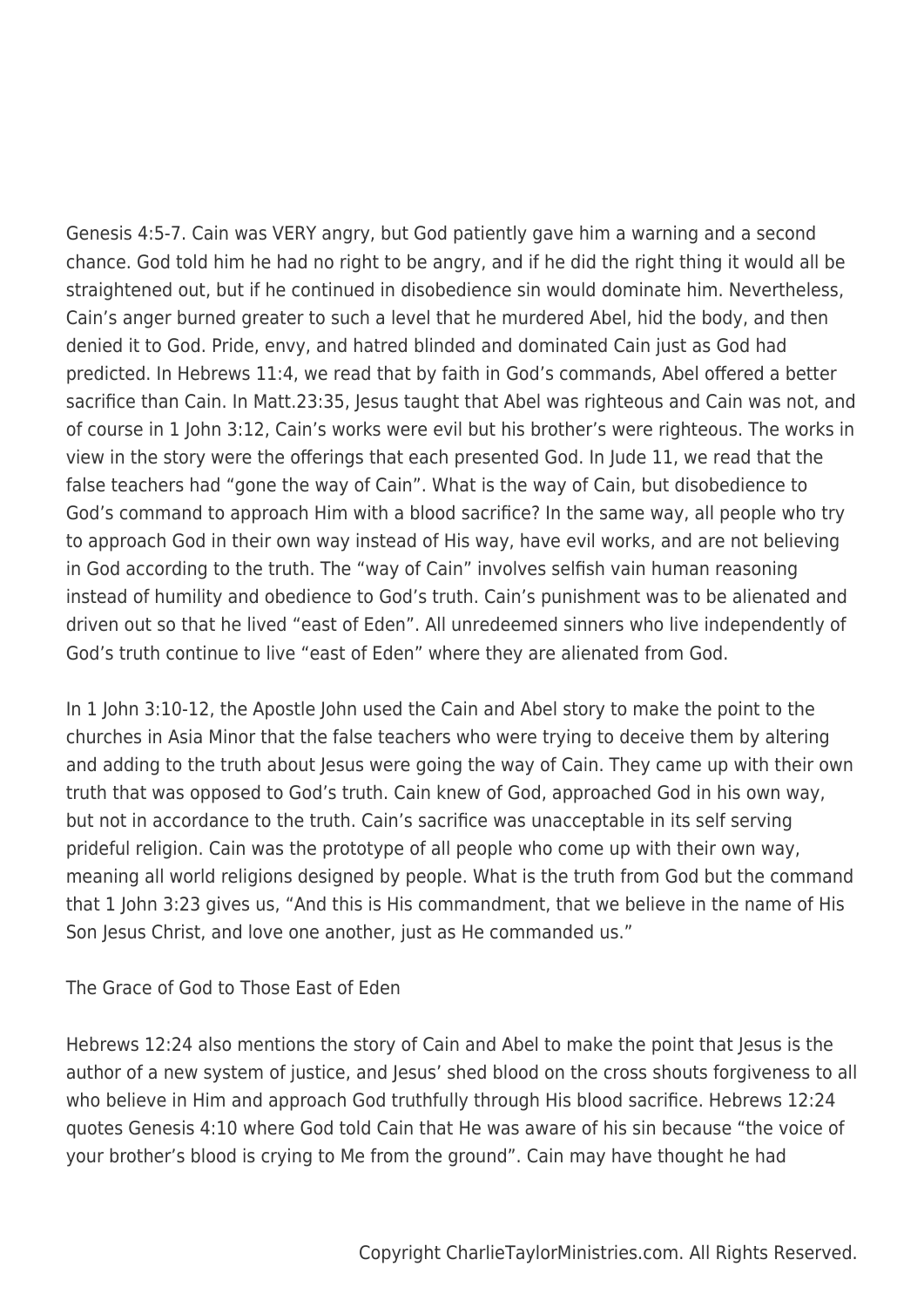Genesis 4:5-7. Cain was VERY angry, but God patiently gave him a warning and a second chance. God told him he had no right to be angry, and if he did the right thing it would all be straightened out, but if he continued in disobedience sin would dominate him. Nevertheless, Cain's anger burned greater to such a level that he murdered Abel, hid the body, and then denied it to God. Pride, envy, and hatred blinded and dominated Cain just as God had predicted. In Hebrews 11:4, we read that by faith in God's commands, Abel offered a better sacrifice than Cain. In Matt.23:35, Jesus taught that Abel was righteous and Cain was not, and of course in 1 John 3:12, Cain's works were evil but his brother's were righteous. The works in view in the story were the offerings that each presented God. In Jude 11, we read that the false teachers had "gone the way of Cain". What is the way of Cain, but disobedience to God's command to approach Him with a blood sacrifice? In the same way, all people who try to approach God in their own way instead of His way, have evil works, and are not believing in God according to the truth. The "way of Cain" involves selfish vain human reasoning instead of humility and obedience to God's truth. Cain's punishment was to be alienated and driven out so that he lived "east of Eden". All unredeemed sinners who live independently of God's truth continue to live "east of Eden" where they are alienated from God.

In 1 John 3:10-12, the Apostle John used the Cain and Abel story to make the point to the churches in Asia Minor that the false teachers who were trying to deceive them by altering and adding to the truth about Jesus were going the way of Cain. They came up with their own truth that was opposed to God's truth. Cain knew of God, approached God in his own way, but not in accordance to the truth. Cain's sacrifice was unacceptable in its self serving prideful religion. Cain was the prototype of all people who come up with their own way, meaning all world religions designed by people. What is the truth from God but the command that 1 John 3:23 gives us, "And this is His commandment, that we believe in the name of His Son Jesus Christ, and love one another, just as He commanded us."

## The Grace of God to Those East of Eden

Hebrews 12:24 also mentions the story of Cain and Abel to make the point that Jesus is the author of a new system of justice, and Jesus' shed blood on the cross shouts forgiveness to all who believe in Him and approach God truthfully through His blood sacrifice. Hebrews 12:24 quotes Genesis 4:10 where God told Cain that He was aware of his sin because "the voice of your brother's blood is crying to Me from the ground". Cain may have thought he had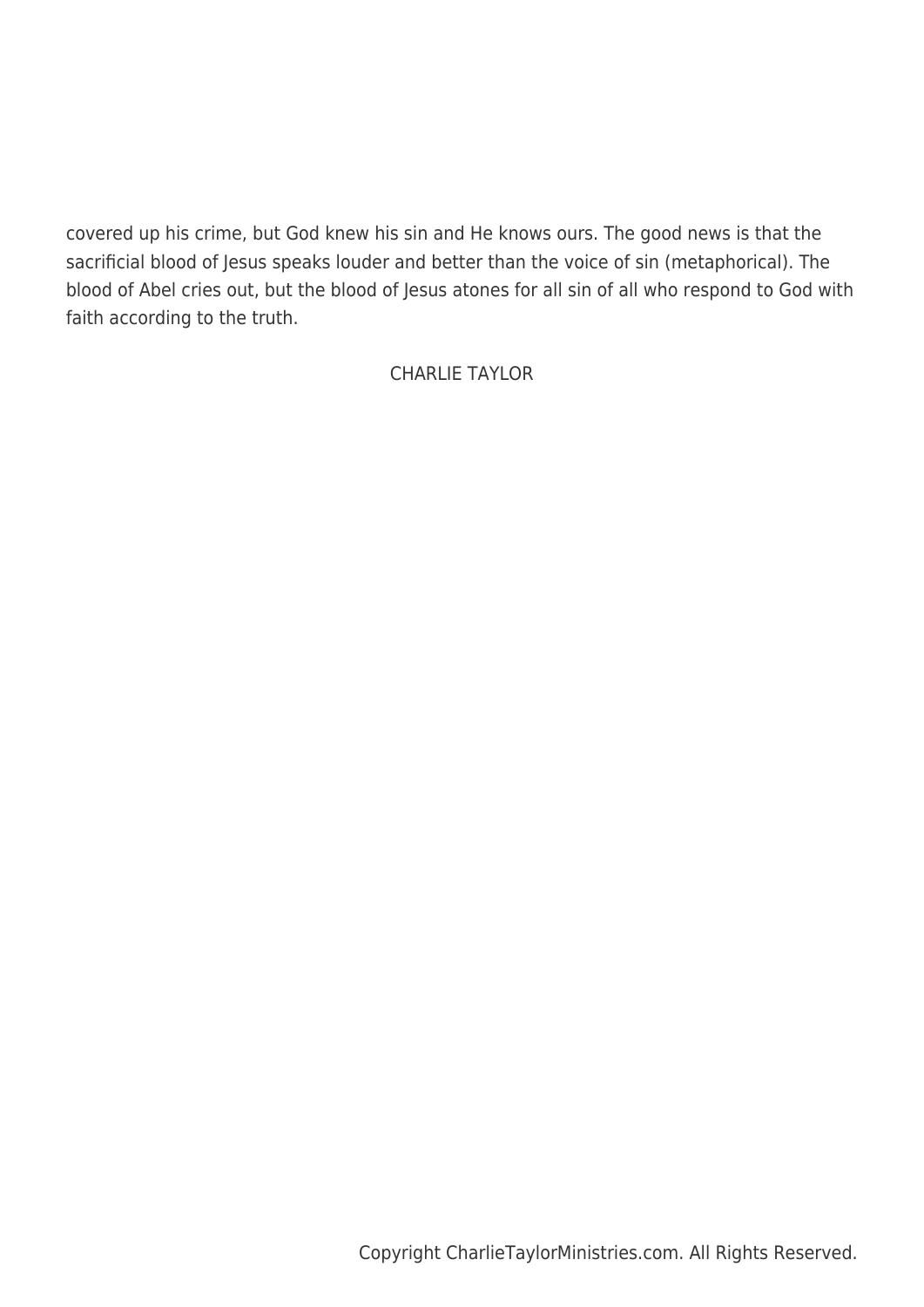covered up his crime, but God knew his sin and He knows ours. The good news is that the sacrificial blood of Jesus speaks louder and better than the voice of sin (metaphorical). The blood of Abel cries out, but the blood of Jesus atones for all sin of all who respond to God with faith according to the truth.

CHARLIE TAYLOR